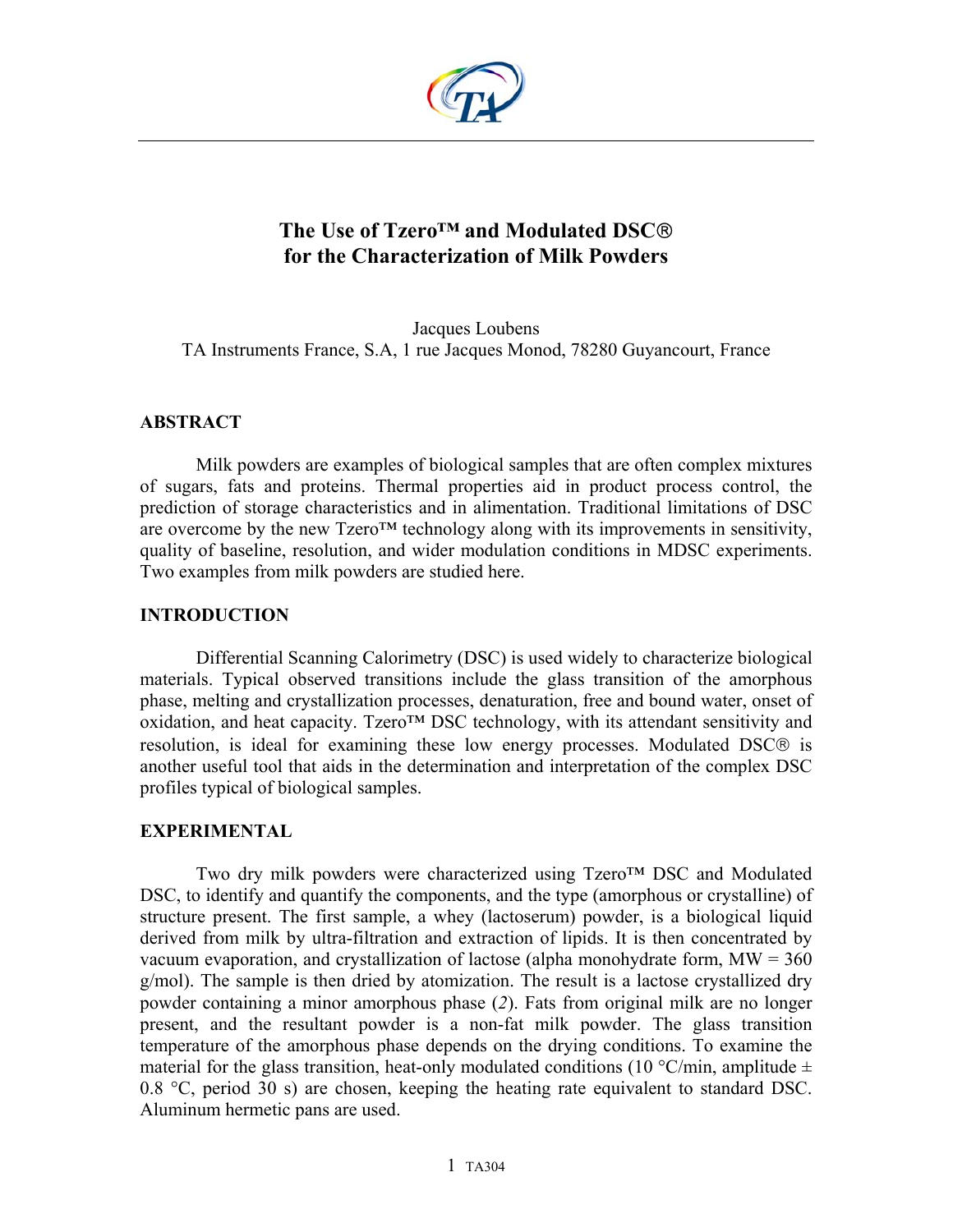# The Use of Tzero™ and Modulated DSC® for the Characterization of Milk Powders

Jacques Loubens
TA Instruments France, S.A, 1 rue Jacques Monod, 78280 Guyancourt, France

## ABSTRACT

Milk powders are examples of biological samples that are often complex mixtures of sugars, fats and proteins. Thermal properties aid in product process control, the prediction of storage characteristics and in alimentation. Traditional limitations of DSC are overcome by the new Tzero™ technology along with its improvements in sensitivity, quality of baseline, resolution, and wider modulation conditions in MDSC experiments. Two examples from milk powders are studied here.

## INTRODUCTION

Differential Scanning Calorimetry (DSC) is used widely to characterize biological materials. Typical observed transitions include the glass transition of the amorphous phase, melting and crystallization processes, denaturation, free and bound water, onset of oxidation, and heat capacity. Tzero™ DSC technology, with its attendant sensitivity and resolution, is ideal for examining these low energy processes. Modulated DSC® is another useful tool that aids in the determination and interpretation of the complex DSC profiles typical of biological samples.

## EXPERIMENTAL

Two dry milk powders were characterized using Tzero™ DSC and Modulated DSC, to identify and quantify the components, and the type (amorphous or crystalline) of structure present. The first sample, a whey (lactoserum) powder, is a biological liquid derived from milk by ultra-filtration and extraction of lipids. It is then concentrated by vacuum evaporation, and crystallization of lactose (alpha monohydrate form, MW = 360 g/mol). The sample is then dried by atomization. The result is a lactose crystallized dry powder containing a minor amorphous phase (*2*). Fats from original milk are no longer present, and the resultant powder is a non-fat milk powder. The glass transition temperature of the amorphous phase depends on the drying conditions. To examine the material for the glass transition, heat-only modulated conditions (10 °C/min, amplitude ± 0.8 °C, period 30 s) are chosen, keeping the heating rate equivalent to standard DSC. Aluminum hermetic pans are used.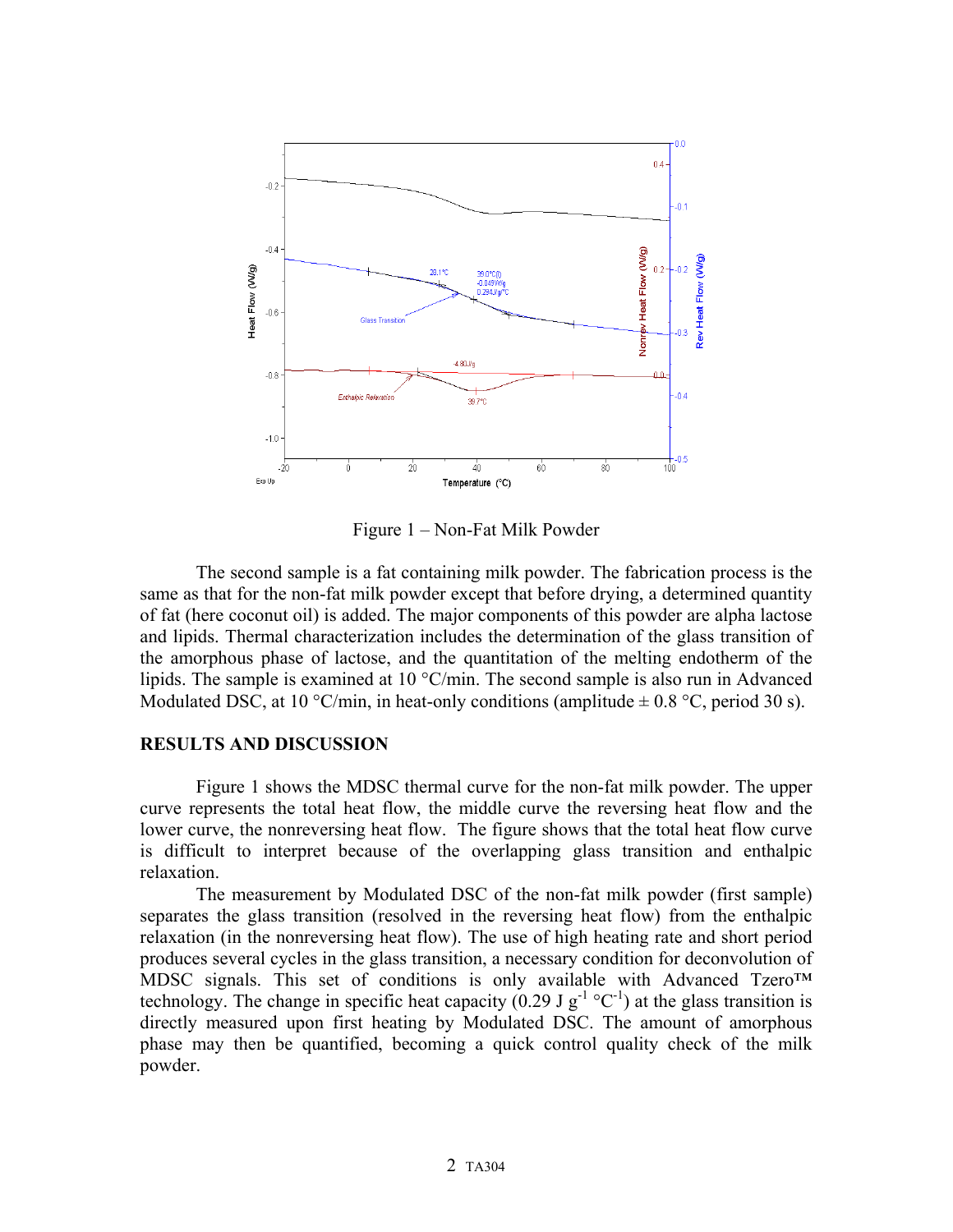Figure 1 – Non-Fat Milk Powder

The second sample is a fat containing milk powder. The fabrication process is the same as that for the non-fat milk powder except that before drying, a determined quantity of fat (here coconut oil) is added. The major components of this powder are alpha lactose and lipids. Thermal characterization includes the determination of the glass transition of the amorphous phase of lactose, and the quantitation of the melting endotherm of the lipids. The sample is examined at 10 °C/min. The second sample is also run in Advanced Modulated DSC, at 10 °C/min, in heat-only conditions (amplitude ± 0.8 °C, period 30 s).

## RESULTS AND DISCUSSION

Figure 1 shows the MDSC thermal curve for the non-fat milk powder. The upper curve represents the total heat flow, the middle curve the reversing heat flow and the lower curve, the nonreversing heat flow. The figure shows that the total heat flow curve is difficult to interpret because of the overlapping glass transition and enthalpic relaxation.

The measurement by Modulated DSC of the non-fat milk powder (first sample) separates the glass transition (resolved in the reversing heat flow) from the enthalpic relaxation (in the nonreversing heat flow). The use of high heating rate and short period produces several cycles in the glass transition, a necessary condition for deconvolution of MDSC signals. This set of conditions is only available with Advanced Tzero™ technology. The change in specific heat capacity (0.29 J $g^{-1}$ $°C^{-1}$) at the glass transition is directly measured upon first heating by Modulated DSC. The amount of amorphous phase may then be quantified, becoming a quick control quality check of the milk powder.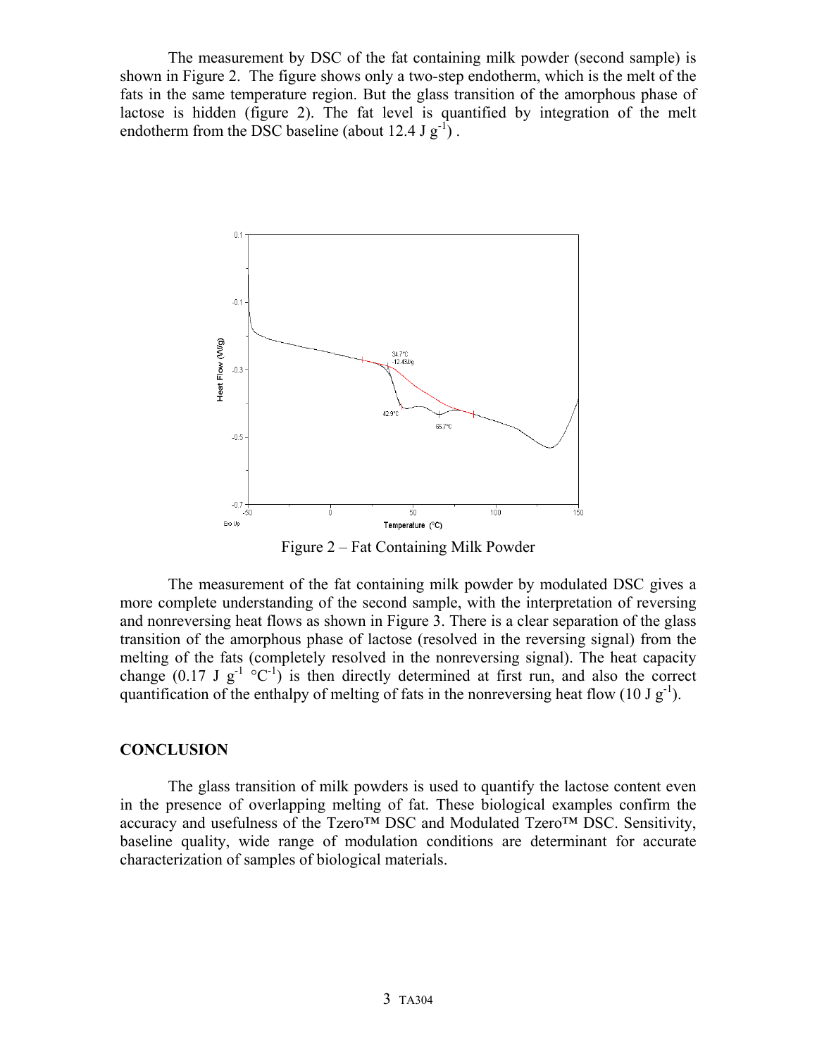The measurement by DSC of the fat containing milk powder (second sample) is shown in Figure 2. The figure shows only a two-step endotherm, which is the melt of the fats in the same temperature region. But the glass transition of the amorphous phase of lactose is hidden (figure 2). The fat level is quantified by integration of the melt endotherm from the DSC baseline (about 12.4 J $g^{-1}$) .

Figure 2 – Fat Containing Milk Powder

The measurement of the fat containing milk powder by modulated DSC gives a more complete understanding of the second sample, with the interpretation of reversing and nonreversing heat flows as shown in Figure 3. There is a clear separation of the glass transition of the amorphous phase of lactose (resolved in the reversing signal) from the melting of the fats (completely resolved in the nonreversing signal). The heat capacity change (0.17 J $g^{-1}$ °$C^{-1}$) is then directly determined at first run, and also the correct quantification of the enthalpy of melting of fats in the nonreversing heat flow (10 J $g^{-1}$).

## CONCLUSION

The glass transition of milk powders is used to quantify the lactose content even in the presence of overlapping melting of fat. These biological examples confirm the accuracy and usefulness of the Tzero™ DSC and Modulated Tzero™ DSC. Sensitivity, baseline quality, wide range of modulation conditions are determinant for accurate characterization of samples of biological materials.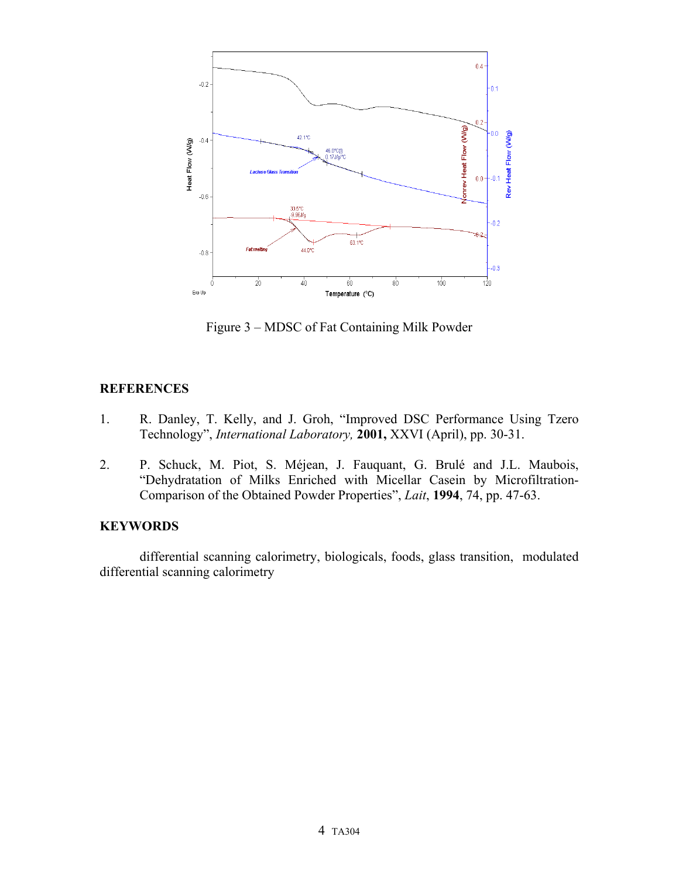Figure 3 – MDSC of Fat Containing Milk Powder

## REFERENCES

1. R. Danley, T. Kelly, and J. Groh, "Improved DSC Performance Using Tzero Technology", *International Laboratory,* **2001,** XXVI (April), pp. 30-31.

2. P. Schuck, M. Piot, S. Méjean, J. Fauquant, G. Brulé and J.L. Maubois, "Dehydratation of Milks Enriched with Micellar Casein by Microfiltration-Comparison of the Obtained Powder Properties", *Lait*, **1994**, 74, pp. 47-63.

## KEYWORDS

differential scanning calorimetry, biologicals, foods, glass transition, modulated differential scanning calorimetry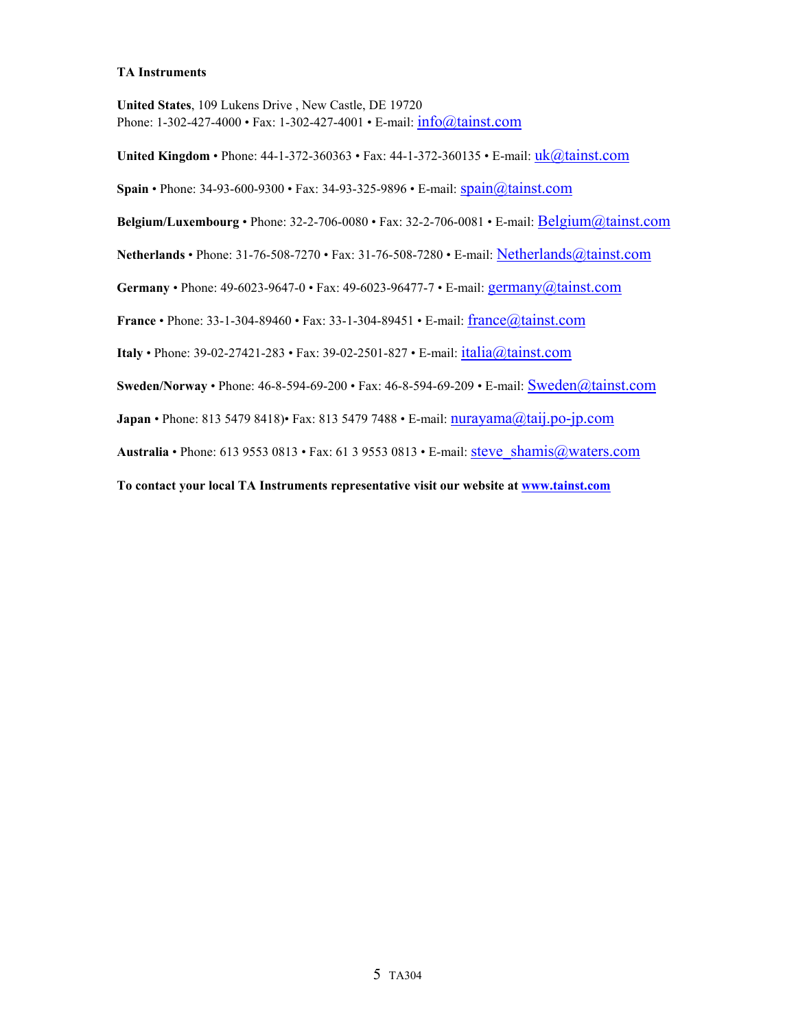**TA Instruments**

**United States**, 109 Lukens Drive , New Castle, DE 19720
Phone: 1-302-427-4000 • Fax: 1-302-427-4001 • E-mail: info@tainst.com

**United Kingdom** • Phone: 44-1-372-360363 • Fax: 44-1-372-360135 • E-mail: uk@tainst.com

**Spain** • Phone: 34-93-600-9300 • Fax: 34-93-325-9896 • E-mail: spain@tainst.com

**Belgium/Luxembourg** • Phone: 32-2-706-0080 • Fax: 32-2-706-0081 • E-mail: Belgium@tainst.com

**Netherlands** • Phone: 31-76-508-7270 • Fax: 31-76-508-7280 • E-mail: Netherlands@tainst.com

**Germany** • Phone: 49-6023-9647-0 • Fax: 49-6023-96477-7 • E-mail: germany@tainst.com

**France** • Phone: 33-1-304-89460 • Fax: 33-1-304-89451 • E-mail: france@tainst.com

**Italy** • Phone: 39-02-27421-283 • Fax: 39-02-2501-827 • E-mail: italia@tainst.com

**Sweden/Norway** • Phone: 46-8-594-69-200 • Fax: 46-8-594-69-209 • E-mail: Sweden@tainst.com

**Japan** • Phone: 813 5479 8418)• Fax: 813 5479 7488 • E-mail: nurayama@taij.po-jp.com

**Australia** • Phone: 613 9553 0813 • Fax: 61 3 9553 0813 • E-mail: steve_shamis@waters.com

**To contact your local TA Instruments representative visit our website at www.tainst.com**